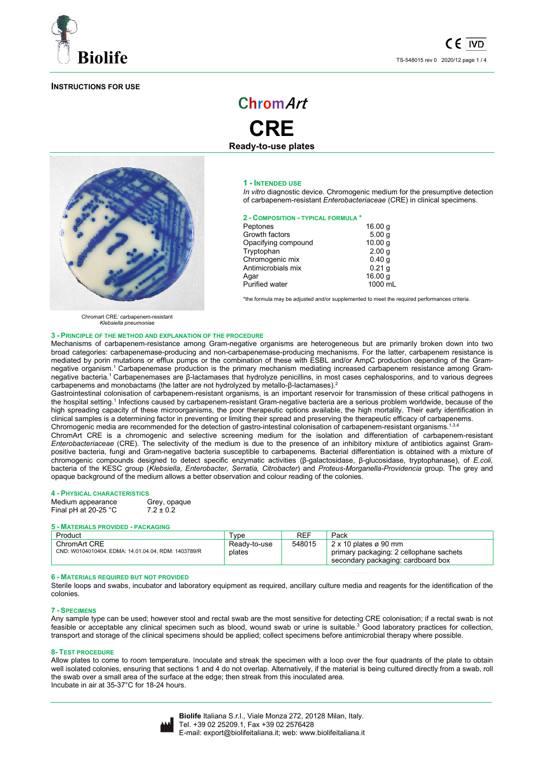**INSTRUCTIONS FOR USE**

# ChromArt CRE

**Ready-to-use plates**

Chromart CRE: carbapenem-resistant *Klebsiella pneumoniae*

## 1 - INTENDED USE

*In vitro* diagnostic device. Chromogenic medium for the presumptive detection of carbapenem-resistant *Enterobacteriaceae* (CRE) in clinical specimens.

## 2 - COMPOSITION - TYPICAL FORMULA *

| | |
|---|---|
| Peptones | 16.00 g |
| Growth factors | 5.00 g |
| Opacifying compound | 10.00 g |
| Tryptophan | 2.00 g |
| Chromogenic mix | 0.40 g |
| Antimicrobials mix | 0.21 g |
| Agar | 16.00 g |
| Purified water | 1000 mL |

*the formula may be adjusted and/or supplemented to meet the required performances criteria.

## 3 - PRINCIPLE OF THE METHOD AND EXPLANATION OF THE PROCEDURE

Mechanisms of carbapenem-resistance among Gram-negative organisms are heterogeneous but are primarily broken down into two broad categories: carbapenemase-producing and non-carbapenemase-producing mechanisms. For the latter, carbapenem resistance is mediated by porin mutations or efflux pumps or the combination of these with ESBL and/or AmpC production depending of the Gram-negative organism.[1] Carbapenemase production is the primary mechanism mediating increased carbapenem resistance among Gram-negative bacteria.[1] Carbapenemases are β-lactamases that hydrolyze penicillins, in most cases cephalosporins, and to various degrees carbapenems and monobactams (the latter are not hydrolyzed by metallo-β-lactamases).[2]

Gastrointestinal colonisation of carbapenem-resistant organisms, is an important reservoir for transmission of these critical pathogens in the hospital setting.[1] Infections caused by carbapenem-resistant Gram-negative bacteria are a serious problem worldwide, because of the high spreading capacity of these microorganisms, the poor therapeutic options available, the high mortality. Their early identification in clinical samples is a determining factor in preventing or limiting their spread and preserving the therapeutic efficacy of carbapenems.

Chromogenic media are recommended for the detection of gastro-intestinal colonisation of carbapenem-resistant organisms.[1,3,4]

ChromArt CRE is a chromogenic and selective screening medium for the isolation and differentiation of carbapenem-resistant *Enterobacteriaceae* (CRE). The selectivity of the medium is due to the presence of an inhibitory mixture of antibiotics against Gram-positive bacteria, fungi and Gram-negative bacteria susceptible to carbapenems. Bacterial differentiation is obtained with a mixture of chromogenic compounds designed to detect specific enzymatic activities (β-galactosidase, β-glucosidase, tryptophanase), of *E.coli,* bacteria of the KESC group (*Klebsiella, Enterobacter, Serratia, Citrobacter*) and *Proteus-Morganella-Providencia* group. The grey and opaque background of the medium allows a better observation and colour reading of the colonies.

## 4 - PHYSICAL CHARACTERISTICS

| | |
|---|---|
| Medium appearance | Grey, opaque |
| Final pH at 20-25 °C | 7.2 ± 0.2 |

## 5 - MATERIALS PROVIDED - PACKAGING

| Product | Type | REF | Pack |
|---|---|---|---|
| ChromArt CRE<br>CND: W0104010404, EDMA: 14.01.04.04; RDM: 1403789/R | Ready-to-use plates | 548015 | 2 x 10 plates ø 90 mm<br>primary packaging: 2 cellophane sachets<br>secondary packaging: cardboard box |

## 6 - MATERIALS REQUIRED BUT NOT PROVIDED

Sterile loops and swabs, incubator and laboratory equipment as required, ancillary culture media and reagents for the identification of the colonies.

## 7 - SPECIMENS

Any sample type can be used; however stool and rectal swab are the most sensitive for detecting CRE colonisation; if a rectal swab is not feasible or acceptable any clinical specimen such as blood, wound swab or urine is suitable.[3] Good laboratory practices for collection, transport and storage of the clinical specimens should be applied; collect specimens before antimicrobial therapy where possible.

## 8- TEST PROCEDURE

Allow plates to come to room temperature. Inoculate and streak the specimen with a loop over the four quadrants of the plate to obtain well isolated colonies, ensuring that sections 1 and 4 do not overlap. Alternatively, if the material is being cultured directly from a swab, roll the swab over a small area of the surface at the edge; then streak from this inoculated area.

Incubate in air at 35-37°C for 18-24 hours.

**Biolife** Italiana S.r.l., Viale Monza 272, 20128 Milan, Italy.
Tel. +39 02 25209.1, Fax +39 02 2576428
E-mail: export@biolifeitaliana.it; web: www.biolifeitaliana.it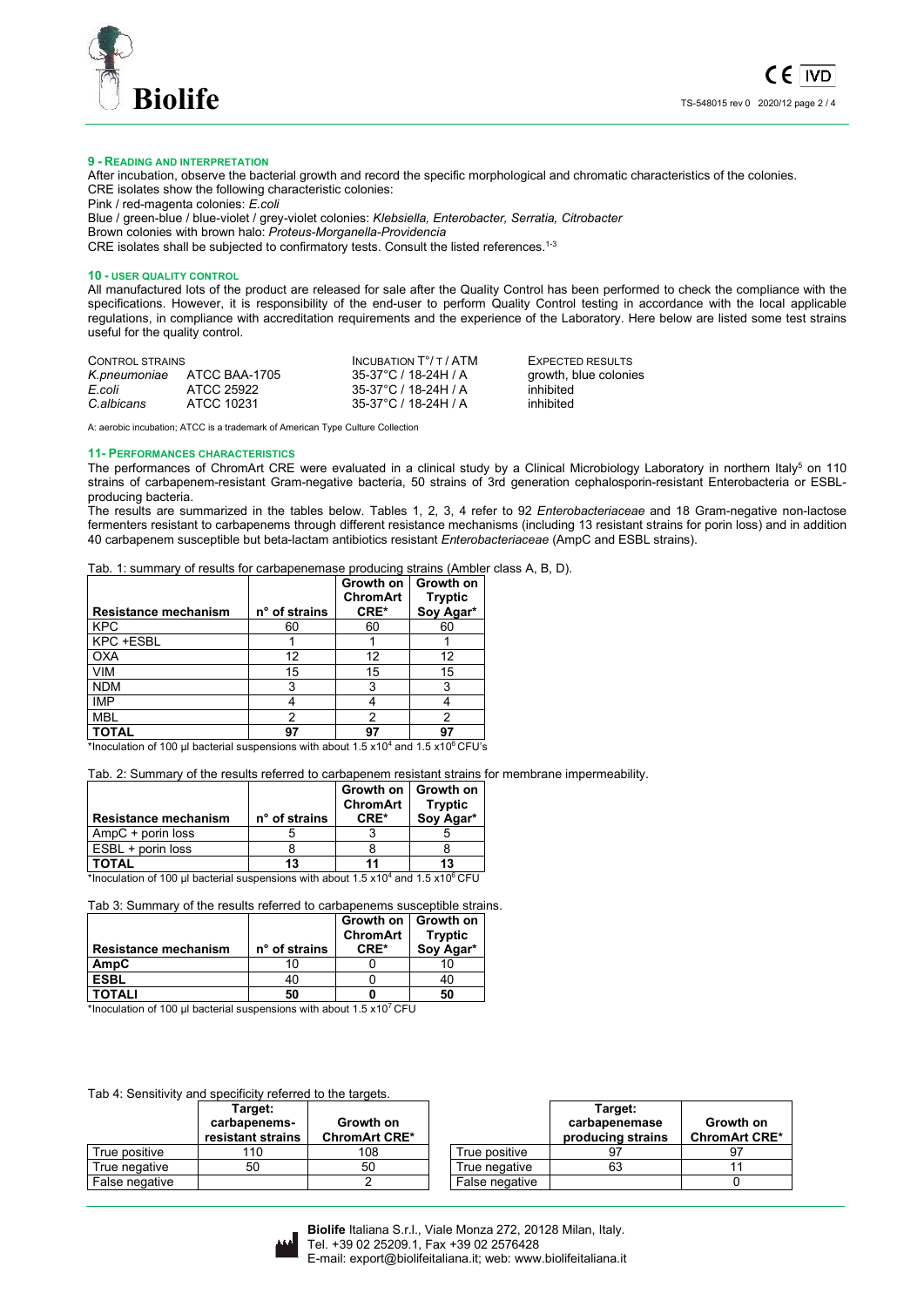## 9 - READING AND INTERPRETATION

After incubation, observe the bacterial growth and record the specific morphological and chromatic characteristics of the colonies.
CRE isolates show the following characteristic colonies:
Pink / red-magenta colonies: *E.coli*
Blue / green-blue / blue-violet / grey-violet colonies: *Klebsiella, Enterobacter, Serratia, Citrobacter*
Brown colonies with brown halo: *Proteus-Morganella-Providencia*
CRE isolates shall be subjected to confirmatory tests. Consult the listed references.[1-3]

## 10 - USER QUALITY CONTROL

All manufactured lots of the product are released for sale after the Quality Control has been performed to check the compliance with the specifications. However, it is responsibility of the end-user to perform Quality Control testing in accordance with the local applicable regulations, in compliance with accreditation requirements and the experience of the Laboratory. Here below are listed some test strains useful for the quality control.

| CONTROL STRAINS | | INCUBATION T°/ T / ATM | EXPECTED RESULTS |
|---|---|---|---|
| *K.pneumoniae* | ATCC BAA-1705 | 35-37°C / 18-24H / A | growth, blue colonies |
| *E.coli* | ATCC 25922 | 35-37°C / 18-24H / A | inhibited |
| *C.albicans* | ATCC 10231 | 35-37°C / 18-24H / A | inhibited |

A: aerobic incubation; ATCC is a trademark of American Type Culture Collection

## 11- PERFORMANCES CHARACTERISTICS

The performances of ChromArt CRE were evaluated in a clinical study by a Clinical Microbiology Laboratory in northern Italy[5] on 110 strains of carbapenem-resistant Gram-negative bacteria, 50 strains of 3rd generation cephalosporin-resistant Enterobacteria or ESBL-producing bacteria.

The results are summarized in the tables below. Tables 1, 2, 3, 4 refer to 92 *Enterobacteriaceae* and 18 Gram-negative non-lactose fermenters resistant to carbapenems through different resistance mechanisms (including 13 resistant strains for porin loss) and in addition 40 carbapenem susceptible but beta-lactam antibiotics resistant *Enterobacteriaceae* (AmpC and ESBL strains).

Tab. 1: summary of results for carbapenemase producing strains (Ambler class A, B, D).

| Resistance mechanism | n° of strains | Growth on ChromArt CRE* | Growth on Tryptic Soy Agar* |
|---|---|---|---|
| KPC | 60 | 60 | 60 |
| KPC +ESBL | 1 | 1 | 1 |
| OXA | 12 | 12 | 12 |
| VIM | 15 | 15 | 15 |
| NDM | 3 | 3 | 3 |
| IMP | 4 | 4 | 4 |
| MBL | 2 | 2 | 2 |
| **TOTAL** | **97** | **97** | **97** |

*Inoculation of 100 µl bacterial suspensions with about $1.5 \times 10^4$ and $1.5 \times 10^6$ CFU's

Tab. 2: Summary of the results referred to carbapenem resistant strains for membrane impermeability.

| Resistance mechanism | n° of strains | Growth on ChromArt CRE* | Growth on Tryptic Soy Agar* |
|---|---|---|---|
| AmpC + porin loss | 5 | 3 | 5 |
| ESBL + porin loss | 8 | 8 | 8 |
| **TOTAL** | **13** | **11** | **13** |

*Inoculation of 100 µl bacterial suspensions with about $1.5 \times 10^4$ and $1.5 \times 10^6$ CFU

Tab 3: Summary of the results referred to carbapenems susceptible strains.

| Resistance mechanism | n° of strains | Growth on ChromArt CRE* | Growth on Tryptic Soy Agar* |
|---|---|---|---|
| **AmpC** | 10 | 0 | 10 |
| **ESBL** | 40 | 0 | 40 |
| **TOTALI** | **50** | **0** | **50** |

*Inoculation of 100 µl bacterial suspensions with about $1.5 \times 10^7$ CFU

Tab 4: Sensitivity and specificity referred to the targets.

| | Target: carbapenems-resistant strains | Growth on ChromArt CRE* |
|---|---|---|
| True positive | 110 | 108 |
| True negative | 50 | 50 |
| False negative | | 2 |

| | Target: carbapenemase producing strains | Growth on ChromArt CRE* |
|---|---|---|
| True positive | 97 | 97 |
| True negative | 63 | 11 |
| False negative | | 0 |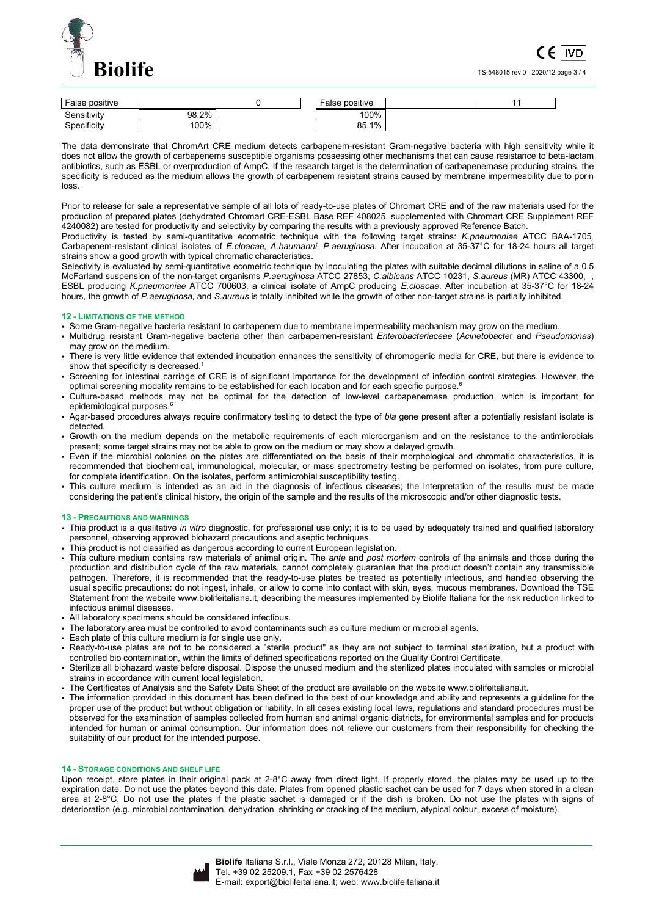| False positive | | 0 | False positive | | 11 |
|---|---|---|---|---|---|
| Sensitivity | 98.2% | | 100% | | |
| Specificity | 100% | | 85.1% | | |

The data demonstrate that ChromArt CRE medium detects carbapenem-resistant Gram-negative bacteria with high sensitivity while it does not allow the growth of carbapenems susceptible organisms possessing other mechanisms that can cause resistance to beta-lactam antibiotics, such as ESBL or overproduction of AmpC. If the research target is the determination of carbapenemase producing strains, the specificity is reduced as the medium allows the growth of carbapenem resistant strains caused by membrane impermeability due to porin loss.

Prior to release for sale a representative sample of all lots of ready-to-use plates of Chromart CRE and of the raw materials used for the production of prepared plates (dehydrated Chromart CRE-ESBL Base REF 408025, supplemented with Chromart CRE Supplement REF 4240082) are tested for productivity and selectivity by comparing the results with a previously approved Reference Batch.
Productivity is tested by semi-quantitative ecometric technique with the following target strains: *K.pneumoniae* ATCC BAA-1705, Carbapenem-resistant clinical isolates of *E.cloacae, A.baumanni, P.aeruginosa.* After incubation at 35-37°C for 18-24 hours all target strains show a good growth with typical chromatic characteristics.
Selectivity is evaluated by semi-quantitative ecometric technique by inoculating the plates with suitable decimal dilutions in saline of a 0.5 McFarland suspension of the non-target organisms *P.aeruginosa* ATCC 27853, *C.albicans* ATCC 10231, *S.aureus* (MR) ATCC 43300, , ESBL producing *K.pneumoniae* ATCC 700603, a clinical isolate of AmpC producing *E.cloacae*. After incubation at 35-37°C for 18-24 hours, the growth of *P.aeruginosa,* and *S.aureus* is totally inhibited while the growth of other non-target strains is partially inhibited.

## 12 - LIMITATIONS OF THE METHOD

- Some Gram-negative bacteria resistant to carbapenem due to membrane impermeability mechanism may grow on the medium.
- Multidrug resistant Gram-negative bacteria other than carbapemen-resistant *Enterobacteriaceae* (*Acinetobacter* and *Pseudomonas*) may grow on the medium.
- There is very little evidence that extended incubation enhances the sensitivity of chromogenic media for CRE, but there is evidence to show that specificity is decreased.[1]
- Screening for intestinal carriage of CRE is of significant importance for the development of infection control strategies. However, the optimal screening modality remains to be established for each location and for each specific purpose.[6]
- Culture-based methods may not be optimal for the detection of low-level carbapenemase production, which is important for epidemiological purposes.[6]
- Agar-based procedures always require confirmatory testing to detect the type of *bla* gene present after a potentially resistant isolate is detected.
- Growth on the medium depends on the metabolic requirements of each microorganism and on the resistance to the antimicrobials present; some target strains may not be able to grow on the medium or may show a delayed growth.
- Even if the microbial colonies on the plates are differentiated on the basis of their morphological and chromatic characteristics, it is recommended that biochemical, immunological, molecular, or mass spectrometry testing be performed on isolates, from pure culture, for complete identification. On the isolates, perform antimicrobial susceptibility testing.
- This culture medium is intended as an aid in the diagnosis of infectious diseases; the interpretation of the results must be made considering the patient's clinical history, the origin of the sample and the results of the microscopic and/or other diagnostic tests.

## 13 - PRECAUTIONS AND WARNINGS

- This product is a qualitative *in vitro* diagnostic, for professional use only; it is to be used by adequately trained and qualified laboratory personnel, observing approved biohazard precautions and aseptic techniques.
- This product is not classified as dangerous according to current European legislation.
- This culture medium contains raw materials of animal origin. The *ante* and *post mortem* controls of the animals and those during the production and distribution cycle of the raw materials, cannot completely guarantee that the product doesn't contain any transmissible pathogen. Therefore, it is recommended that the ready-to-use plates be treated as potentially infectious, and handled observing the usual specific precautions: do not ingest, inhale, or allow to come into contact with skin, eyes, mucous membranes. Download the TSE Statement from the website www.biolifeitaliana.it, describing the measures implemented by Biolife Italiana for the risk reduction linked to infectious animal diseases.
- All laboratory specimens should be considered infectious.
- The laboratory area must be controlled to avoid contaminants such as culture medium or microbial agents.
- Each plate of this culture medium is for single use only.
- Ready-to-use plates are not to be considered a "sterile product" as they are not subject to terminal sterilization, but a product with controlled bio contamination, within the limits of defined specifications reported on the Quality Control Certificate.
- Sterilize all biohazard waste before disposal. Dispose the unused medium and the sterilized plates inoculated with samples or microbial strains in accordance with current local legislation.
- The Certificates of Analysis and the Safety Data Sheet of the product are available on the website www.biolifeitaliana.it.
- The information provided in this document has been defined to the best of our knowledge and ability and represents a guideline for the proper use of the product but without obligation or liability. In all cases existing local laws, regulations and standard procedures must be observed for the examination of samples collected from human and animal organic districts, for environmental samples and for products intended for human or animal consumption. Our information does not relieve our customers from their responsibility for checking the suitability of our product for the intended purpose.

## 14 - STORAGE CONDITIONS AND SHELF LIFE

Upon receipt, store plates in their original pack at 2-8°C away from direct light. If properly stored, the plates may be used up to the expiration date. Do not use the plates beyond this date. Plates from opened plastic sachet can be used for 7 days when stored in a clean area at 2-8°C. Do not use the plates if the plastic sachet is damaged or if the dish is broken. Do not use the plates with signs of deterioration (e.g. microbial contamination, dehydration, shrinking or cracking of the medium, atypical colour, excess of moisture).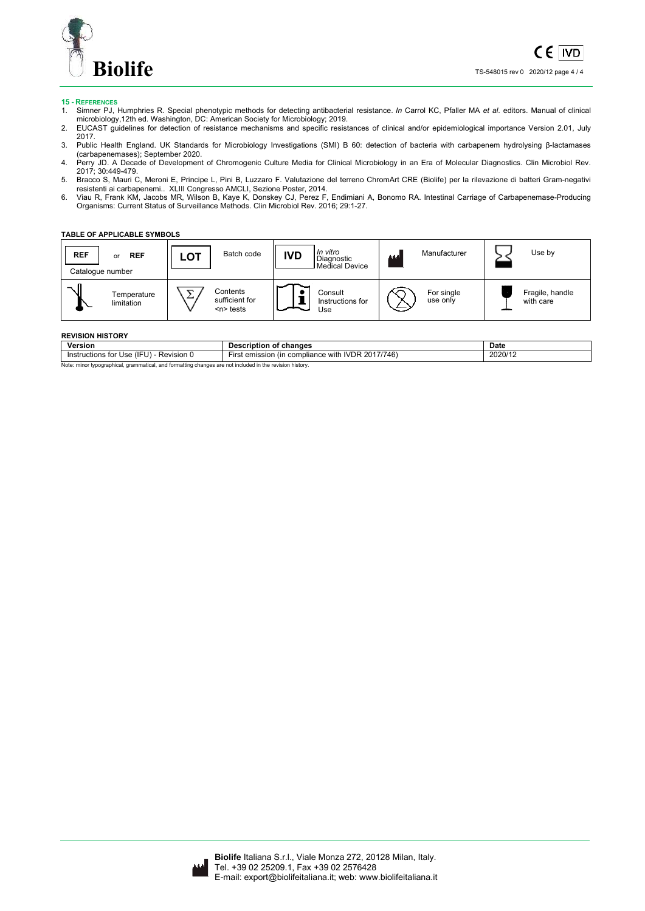## 15 - REFERENCES

1. Simner PJ, Humphries R. Special phenotypic methods for detecting antibacterial resistance. *In* Carrol KC, Pfaller MA *et al*. editors. Manual of clinical microbiology,12th ed. Washington, DC: American Society for Microbiology; 2019.
2. EUCAST guidelines for detection of resistance mechanisms and specific resistances of clinical and/or epidemiological importance Version 2.01, July 2017.
3. Public Health England. UK Standards for Microbiology Investigations (SMI) B 60: detection of bacteria with carbapenem hydrolysing β-lactamases (carbapenemases); September 2020.
4. Perry JD. A Decade of Development of Chromogenic Culture Media for Clinical Microbiology in an Era of Molecular Diagnostics. Clin Microbiol Rev. 2017; 30:449-479.
5. Bracco S, Mauri C, Meroni E, Principe L, Pini B, Luzzaro F. Valutazione del terreno ChromArt CRE (Biolife) per la rilevazione di batteri Gram-negativi resistenti ai carbapenemi.. XLIII Congresso AMCLI, Sezione Poster, 2014.
6. Viau R, Frank KM, Jacobs MR, Wilson B, Kaye K, Donskey CJ, Perez F, Endimiani A, Bonomo RA. Intestinal Carriage of Carbapenemase-Producing Organisms: Current Status of Surveillance Methods. Clin Microbiol Rev. 2016; 29:1-27.

**TABLE OF APPLICABLE SYMBOLS**

| | | | | |
|---|---|---|---|---|
| REF or REF Catalogue number | LOT Batch code | IVD *In vitro* Diagnostic Medical Device | Manufacturer | Use by |
| Temperature limitation | Contents sufficient for <n> tests | Consult Instructions for Use | For single use only | Fragile, handle with care |

**REVISION HISTORY**

| Version | Description of changes | Date |
|---|---|---|
| Instructions for Use (IFU) - Revision 0 | First emission (in compliance with IVDR 2017/746) | 2020/12 |

Note: minor typographical, grammatical, and formatting changes are not included in the revision history.

**Biolife** Italiana S.r.l., Viale Monza 272, 20128 Milan, Italy.
Tel. +39 02 25209.1, Fax +39 02 2576428
E-mail: export@biolifeitaliana.it; web: www.biolifeitaliana.it